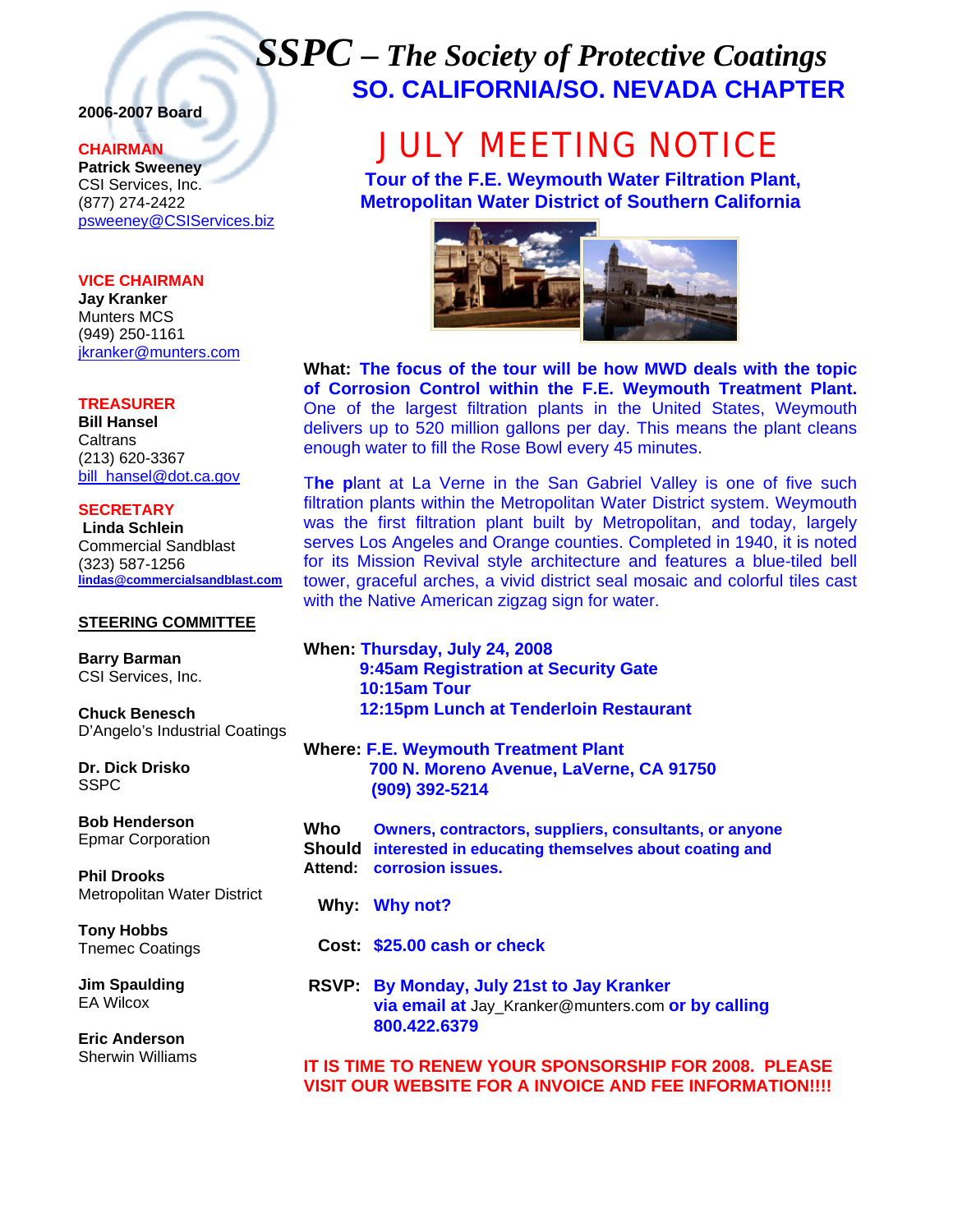# *SSPC – The Society of Protective Coatings*

## SO. CALIFORNIA/SO. NEVADA CHAPTER

**2006-2007 Board**

**CHAIRMAN**
**Patrick Sweeney**
CSI Services, Inc.
(877) 274-2422
psweeney@CSIServices.biz

**VICE CHAIRMAN**
**Jay Kranker**
Munters MCS
(949) 250-1161
jkranker@munters.com

**TREASURER**
**Bill Hansel**
Caltrans
(213) 620-3367
bill_hansel@dot.ca.gov

**SECRETARY**
**Linda Schlein**
Commercial Sandblast
(323) 587-1256
lindas@commercialsandblast.com

**STEERING COMMITTEE**

**Barry Barman**
CSI Services, Inc.

**Chuck Benesch**
D'Angelo's Industrial Coatings

**Dr. Dick Drisko**
SSPC

**Bob Henderson**
Epmar Corporation

**Phil Drooks**
Metropolitan Water District

**Tony Hobbs**
Tnemec Coatings

**Jim Spaulding**
EA Wilcox

**Eric Anderson**
Sherwin Williams

# JULY MEETING NOTICE

**Tour of the F.E. Weymouth Water Filtration Plant, Metropolitan Water District of Southern California**

**What:** **The focus of the tour will be how MWD deals with the topic of Corrosion Control within the F.E. Weymouth Treatment Plant.** One of the largest filtration plants in the United States, Weymouth delivers up to 520 million gallons per day. This means the plant cleans enough water to fill the Rose Bowl every 45 minutes.

T**he p**lant at La Verne in the San Gabriel Valley is one of five such filtration plants within the Metropolitan Water District system. Weymouth was the first filtration plant built by Metropolitan, and today, largely serves Los Angeles and Orange counties. Completed in 1940, it is noted for its Mission Revival style architecture and features a blue-tiled bell tower, graceful arches, a vivid district seal mosaic and colorful tiles cast with the Native American zigzag sign for water.

**When:** **Thursday, July 24, 2008**
**9:45am Registration at Security Gate**
**10:15am Tour**
**12:15pm Lunch at Tenderloin Restaurant**

**Where:** **F.E. Weymouth Treatment Plant**
**700 N. Moreno Avenue, LaVerne, CA 91750**
**(909) 392-5214**

**Who Should Attend:** **Owners, contractors, suppliers, consultants, or anyone interested in educating themselves about coating and corrosion issues.**

**Why:** **Why not?**

**Cost:** **$25.00 cash or check**

**RSVP:** **By Monday, July 21st to Jay Kranker via email at** Jay_Kranker@munters.com **or by calling 800.422.6379**

**IT IS TIME TO RENEW YOUR SPONSORSHIP FOR 2008. PLEASE VISIT OUR WEBSITE FOR A INVOICE AND FEE INFORMATION!!!!**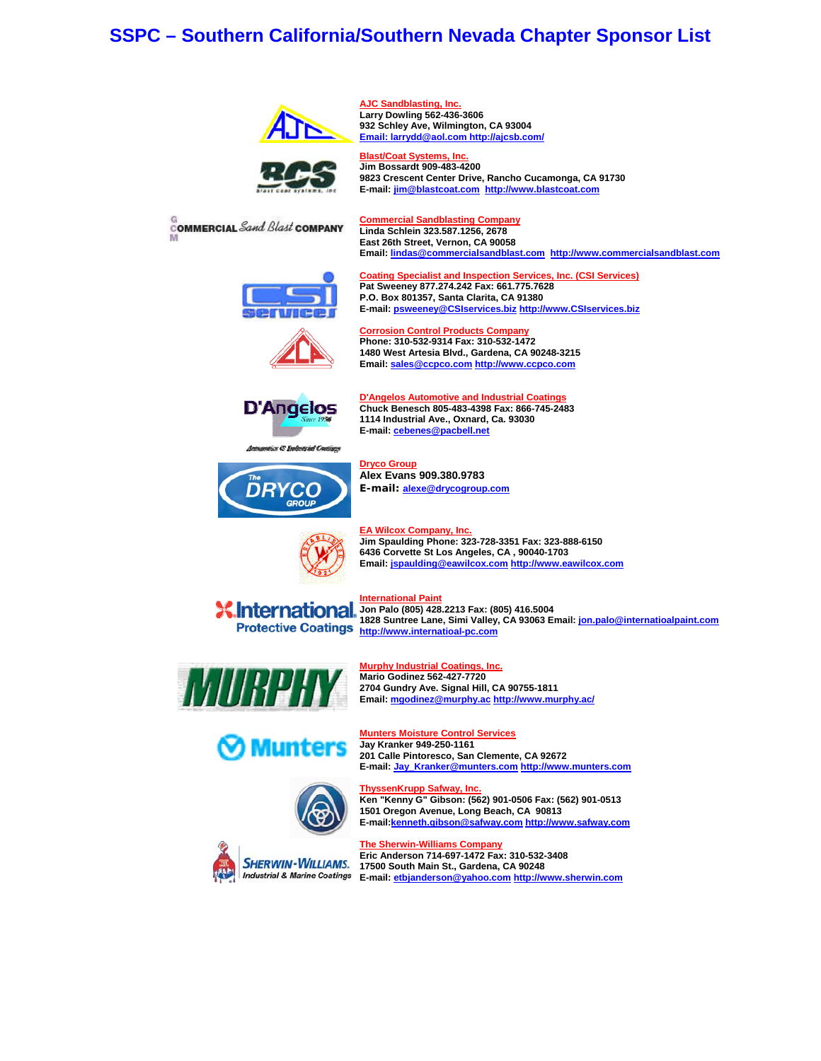# SSPC – Southern California/Southern Nevada Chapter Sponsor List

**AJC Sandblasting, Inc.**
Larry Dowling 562-436-3606
932 Schley Ave, Wilmington, CA 93004
Email: larrydd@aol.com http://ajcsb.com/

**Blast/Coat Systems, Inc.**
Jim Bossardt 909-483-4200
9823 Crescent Center Drive, Rancho Cucamonga, CA 91730
E-mail: jim@blastcoat.com http://www.blastcoat.com

**Commercial Sandblasting Company**
Linda Schlein 323.587.1256, 2678
East 26th Street, Vernon, CA 90058
Email: lindas@commercialsandblast.com http://www.commercialsandblast.com

**Coating Specialist and Inspection Services, Inc. (CSI Services)**
Pat Sweeney 877.274.242 Fax: 661.775.7628
P.O. Box 801357, Santa Clarita, CA 91380
E-mail: psweeney@CSIservices.biz http://www.CSIservices.biz

**Corrosion Control Products Company**
Phone: 310-532-9314 Fax: 310-532-1472
1480 West Artesia Blvd., Gardena, CA 90248-3215
Email: sales@ccpco.com http://www.ccpco.com

**D'Angelos Automotive and Industrial Coatings**
Chuck Benesch 805-483-4398 Fax: 866-745-2483
1114 Industrial Ave., Oxnard, Ca. 93030
E-mail: cebenes@pacbell.net

**Dryco Group**
Alex Evans 909.380.9783
E-mail: alexe@drycogroup.com

**EA Wilcox Company, Inc.**
Jim Spaulding Phone: 323-728-3351 Fax: 323-888-6150
6436 Corvette St Los Angeles, CA , 90040-1703
Email: jspaulding@eawilcox.com http://www.eawilcox.com

**International Paint**
Jon Palo (805) 428.2213 Fax: (805) 416.5004
1828 Suntree Lane, Simi Valley, CA 93063 Email: jon.palo@internatioalpaint.com
http://www.internatioal-pc.com

**Murphy Industrial Coatings, Inc.**
Mario Godinez 562-427-7720
2704 Gundry Ave. Signal Hill, CA 90755-1811
Email: mgodinez@murphy.ac http://www.murphy.ac/

**Munters Moisture Control Services**
Jay Kranker 949-250-1161
201 Calle Pintoresco, San Clemente, CA 92672
E-mail: Jay_Kranker@munters.com http://www.munters.com

**ThyssenKrupp Safway, Inc.**
Ken "Kenny G" Gibson: (562) 901-0506 Fax: (562) 901-0513
1501 Oregon Avenue, Long Beach, CA 90813
E-mail:kenneth.gibson@safway.com http://www.safway.com

**The Sherwin-Williams Company**
Eric Anderson 714-697-1472 Fax: 310-532-3408
17500 South Main St., Gardena, CA 90248
E-mail: etbjanderson@yahoo.com http://www.sherwin.com